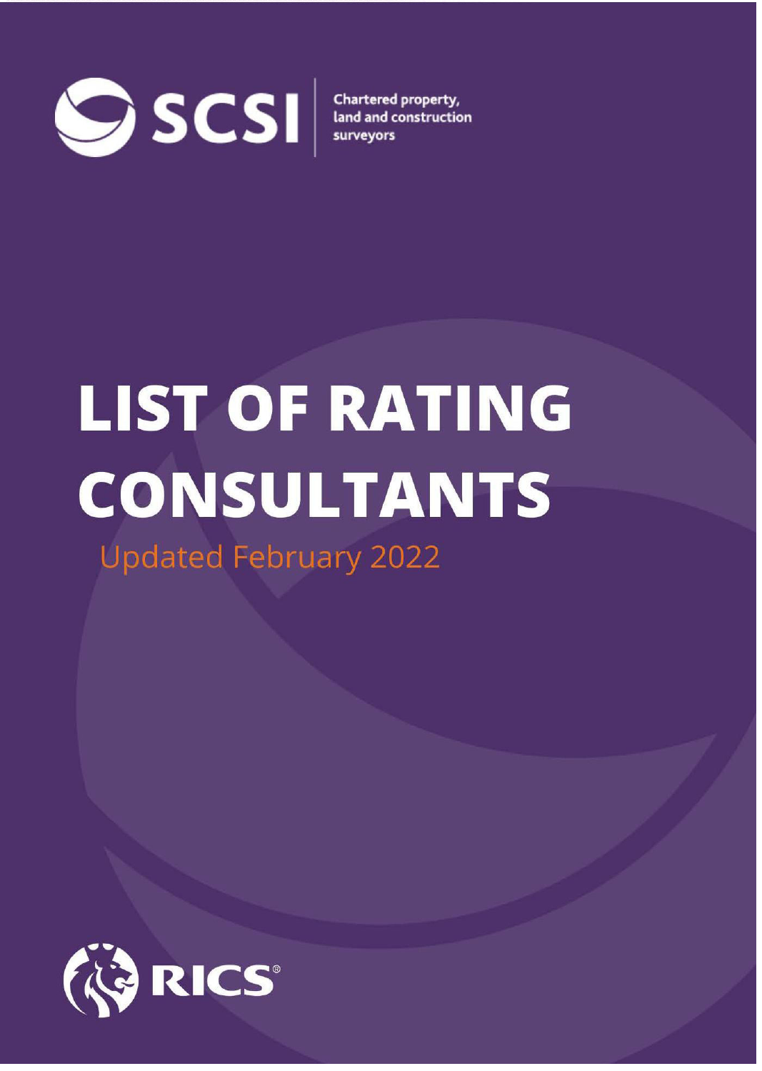SCSI

Chartered property, land and construction surveyors

# LIST OF RATING CONSULTANTS

Updated February 2022

RICS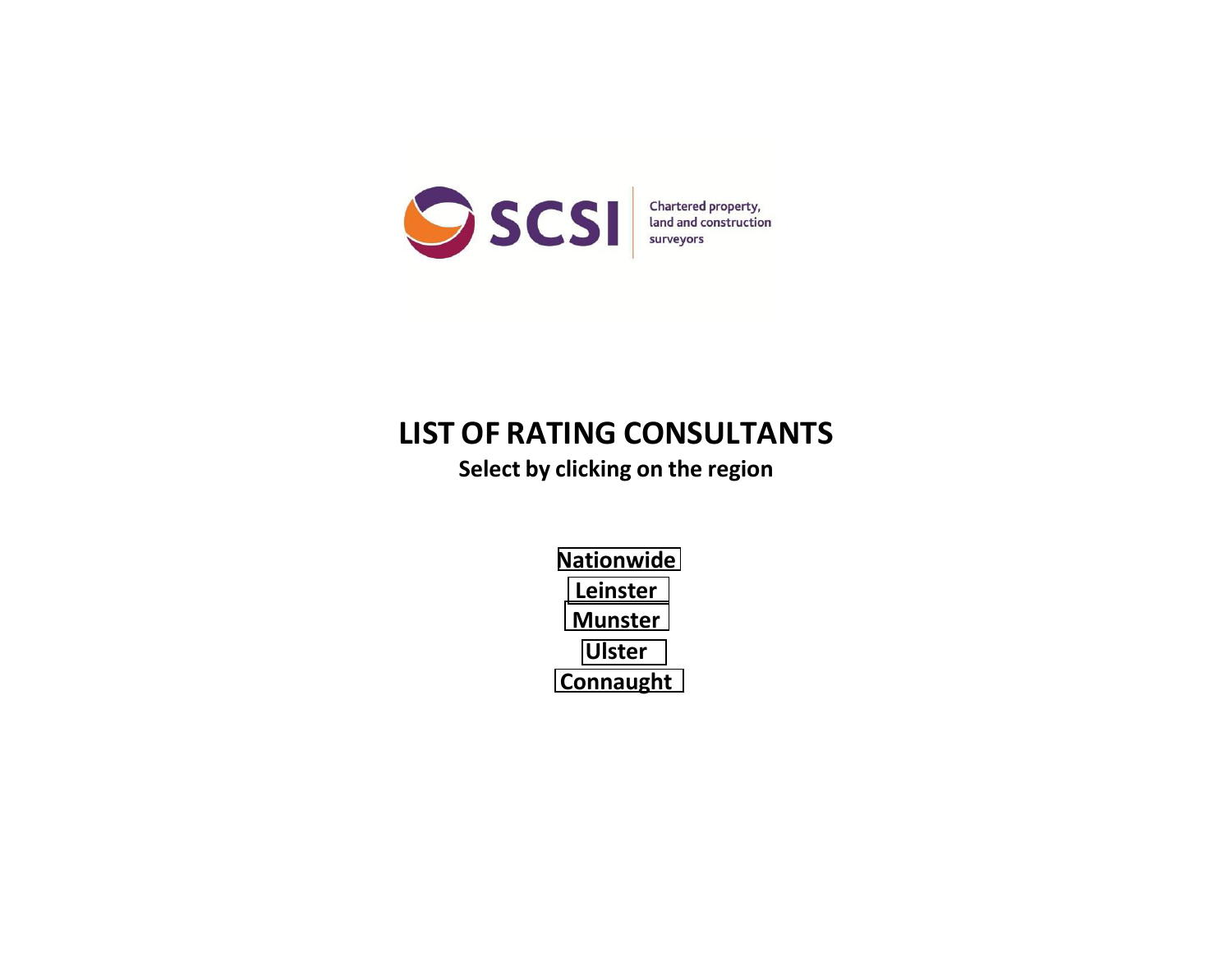SCSI

Chartered property, land and construction surveyors

# LIST OF RATING CONSULTANTS

**Select by clicking on the region**

**Nationwide**

**Leinster**

**Munster**

**Ulster**

**Connaught**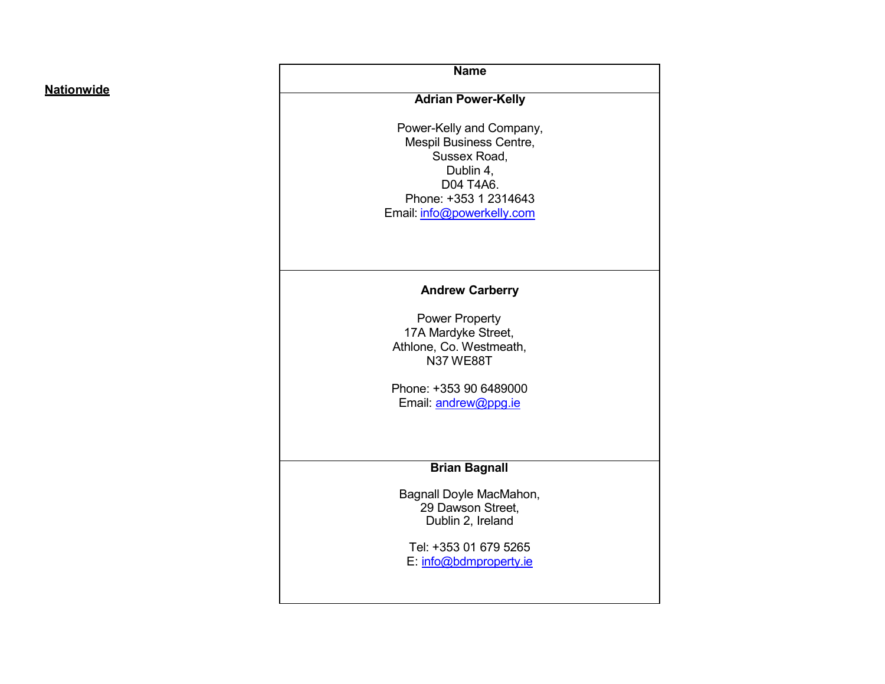**Nationwide**

| Name |
| --- |
| **Adrian Power-Kelly**<br><br>Power-Kelly and Company,<br>Mespil Business Centre,<br>Sussex Road,<br>Dublin 4,<br>D04 T4A6.<br>Phone: +353 1 2314643<br>Email: info@powerkelly.com |
| **Andrew Carberry**<br><br>Power Property<br>17A Mardyke Street,<br>Athlone, Co. Westmeath,<br>N37 WE88T<br><br>Phone: +353 90 6489000<br>Email: andrew@ppg.ie |
| **Brian Bagnall**<br><br>Bagnall Doyle MacMahon,<br>29 Dawson Street,<br>Dublin 2, Ireland<br><br>Tel: +353 01 679 5265<br>E: info@bdmproperty.ie |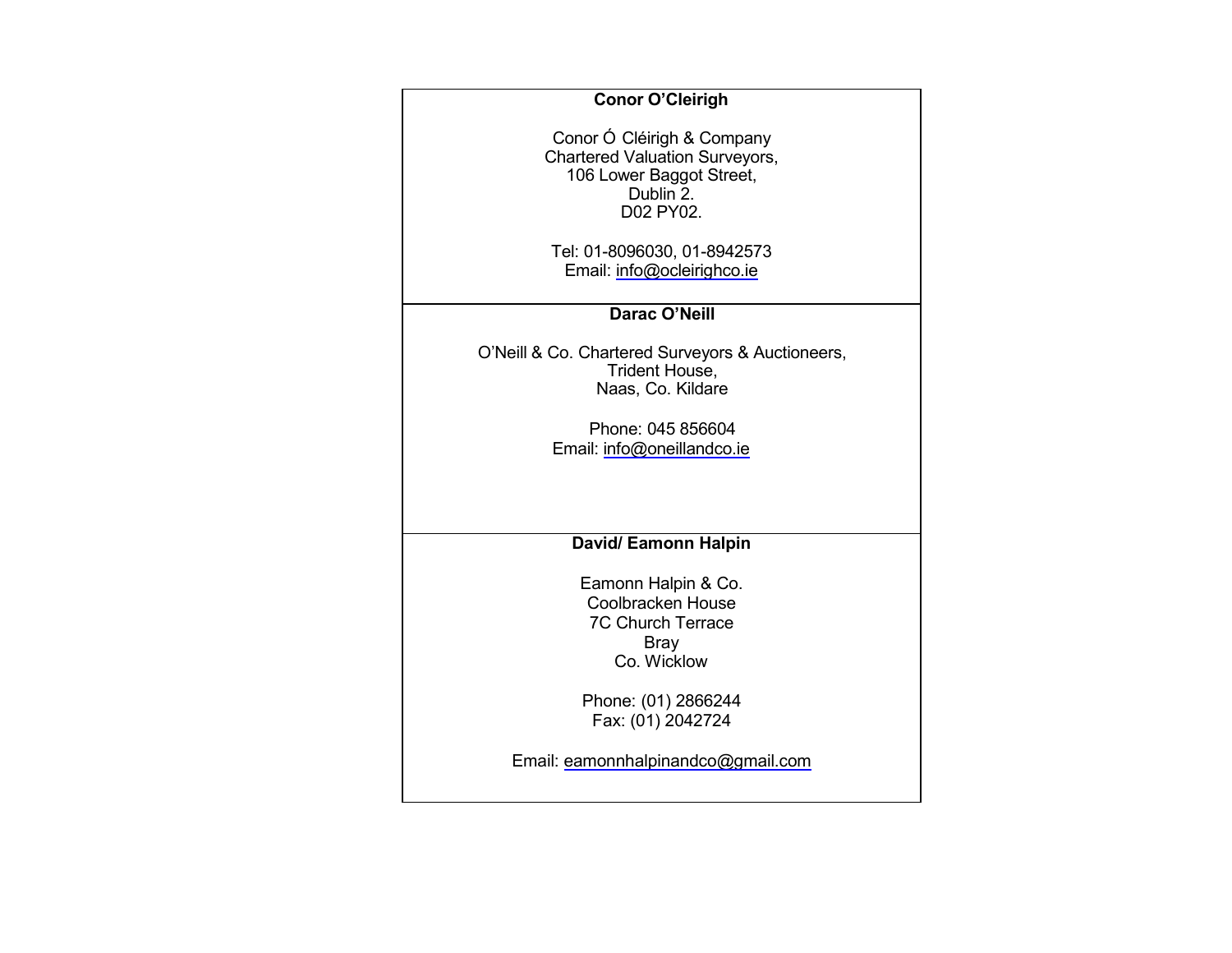| **Conor O'Cleirigh**<br><br>Conor Ó Cléirigh & Company<br>Chartered Valuation Surveyors,<br>106 Lower Baggot Street,<br>Dublin 2.<br>D02 PY02.<br><br>Tel: 01-8096030, 01-8942573<br>Email: info@ocleirighco.ie |
|---|
| **Darac O'Neill**<br><br>O'Neill & Co. Chartered Surveyors & Auctioneers,<br>Trident House,<br>Naas, Co. Kildare<br><br>Phone: 045 856604<br>Email: info@oneillandco.ie |
| **David/ Eamonn Halpin**<br><br>Eamonn Halpin & Co.<br>Coolbracken House<br>7C Church Terrace<br>Bray<br>Co. Wicklow<br><br>Phone: (01) 2866244<br>Fax: (01) 2042724<br><br>Email: eamonnhalpinandco@gmail.com |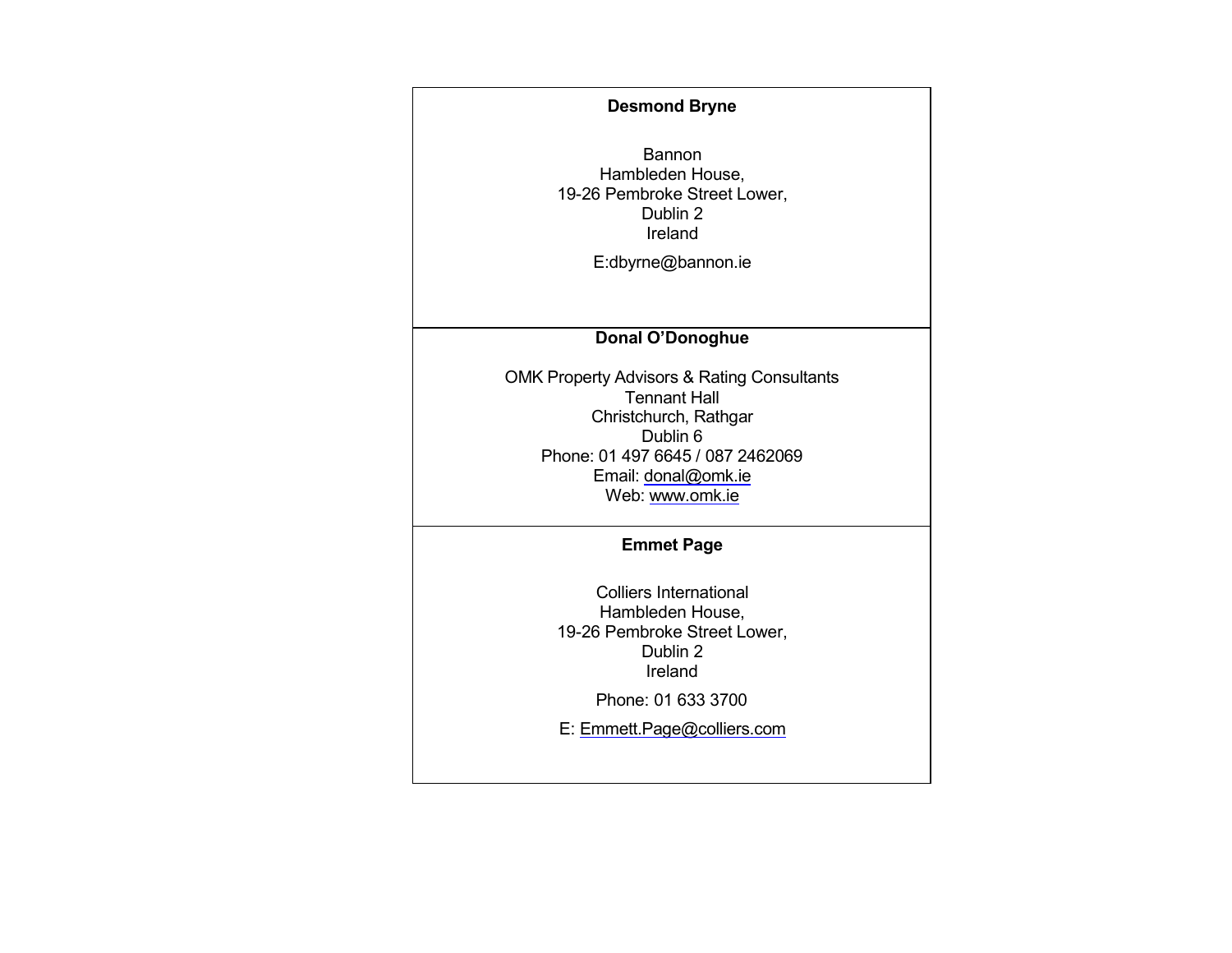**Desmond Bryne**

Bannon
Hambleden House,
19-26 Pembroke Street Lower,
Dublin 2
Ireland

E:dbyrne@bannon.ie

**Donal O'Donoghue**

OMK Property Advisors & Rating Consultants
Tennant Hall
Christchurch, Rathgar
Dublin 6
Phone: 01 497 6645 / 087 2462069
Email: donal@omk.ie
Web: www.omk.ie

**Emmet Page**

Colliers International
Hambleden House,
19-26 Pembroke Street Lower,
Dublin 2
Ireland

Phone: 01 633 3700

E: Emmett.Page@colliers.com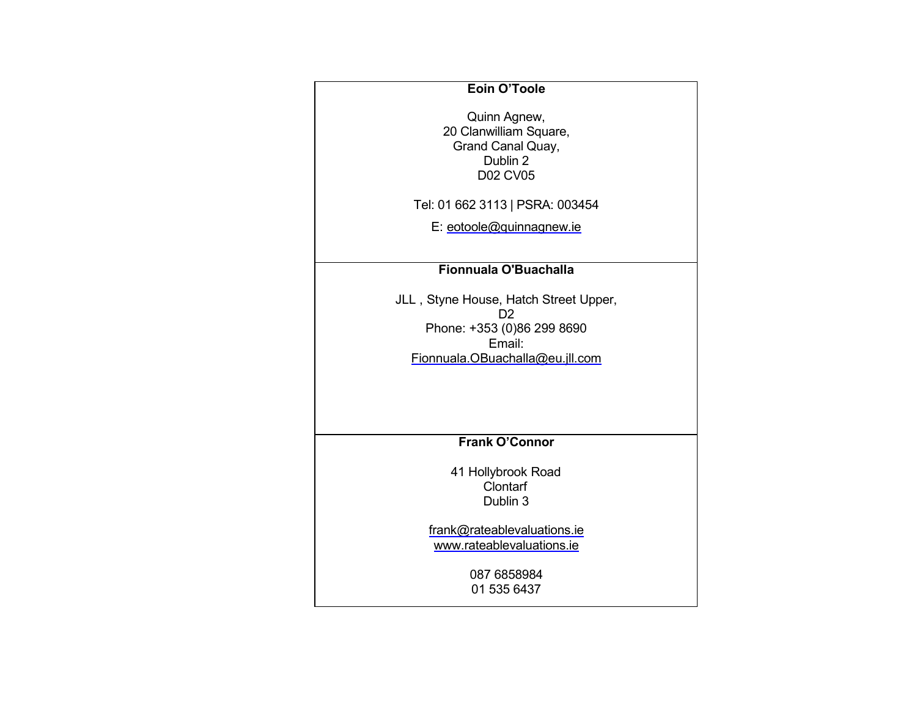| **Eoin O'Toole**<br><br>Quinn Agnew,<br>20 Clanwilliam Square,<br>Grand Canal Quay,<br>Dublin 2<br>D02 CV05<br><br>Tel: 01 662 3113 \| PSRA: 003454<br><br>E: eotoole@quinnagnew.ie |
|---|
| **Fionnuala O'Buachalla**<br><br>JLL , Styne House, Hatch Street Upper,<br>D2<br>Phone: +353 (0)86 299 8690<br>Email:<br>Fionnuala.OBuachalla@eu.jll.com |
| **Frank O'Connor**<br><br>41 Hollybrook Road<br>Clontarf<br>Dublin 3<br><br>frank@rateablevaluations.ie<br>www.rateablevaluations.ie<br><br>087 6858984<br>01 535 6437 |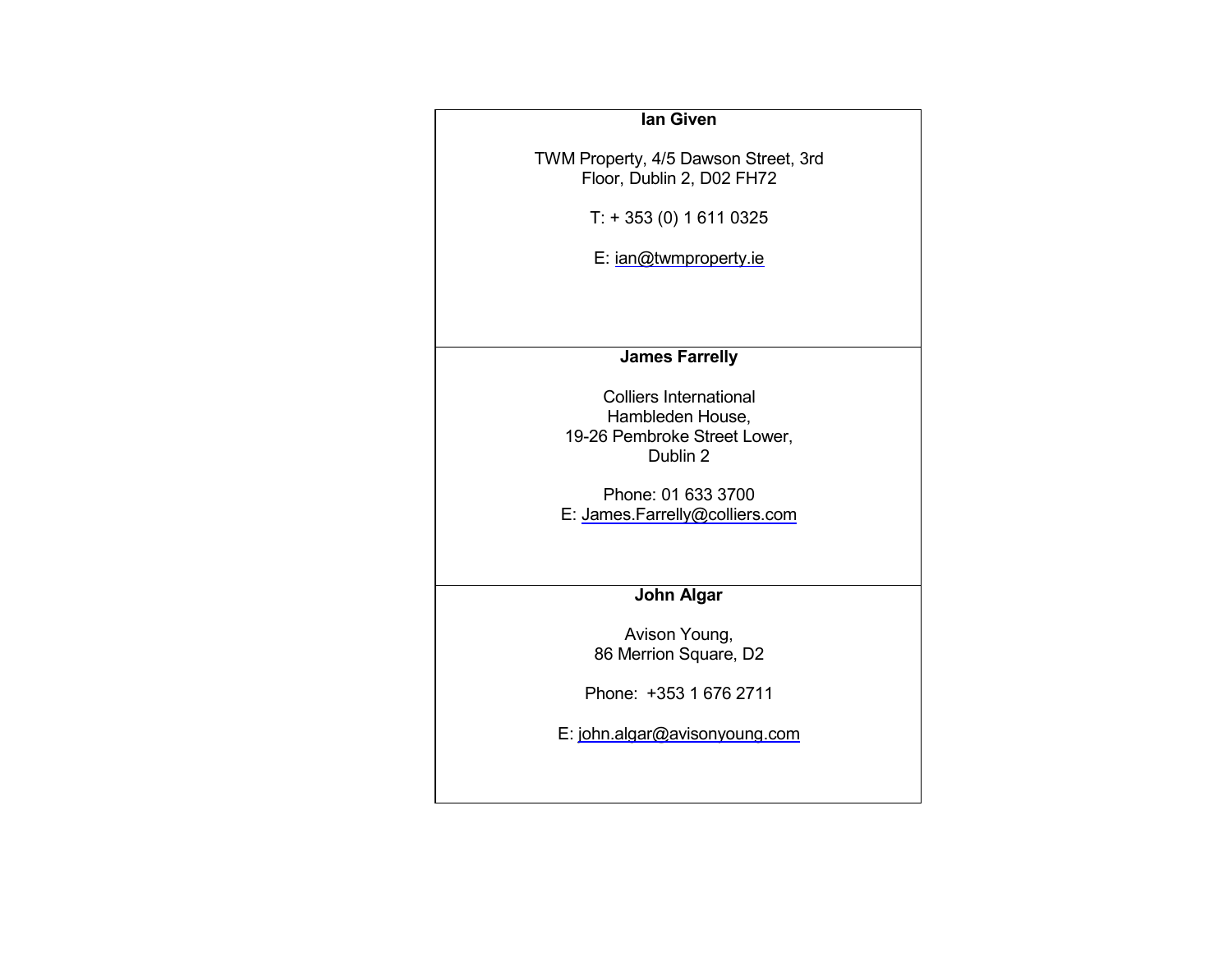| |
|---|
| **Ian Given**<br><br>TWM Property, 4/5 Dawson Street, 3rd Floor, Dublin 2, D02 FH72<br><br>T: + 353 (0) 1 611 0325<br><br>E: ian@twmproperty.ie |
| **James Farrelly**<br><br>Colliers International<br>Hambleden House,<br>19-26 Pembroke Street Lower,<br>Dublin 2<br><br>Phone: 01 633 3700<br>E: James.Farrelly@colliers.com |
| **John Algar**<br><br>Avison Young,<br>86 Merrion Square, D2<br><br>Phone: +353 1 676 2711<br><br>E: john.algar@avisonyoung.com |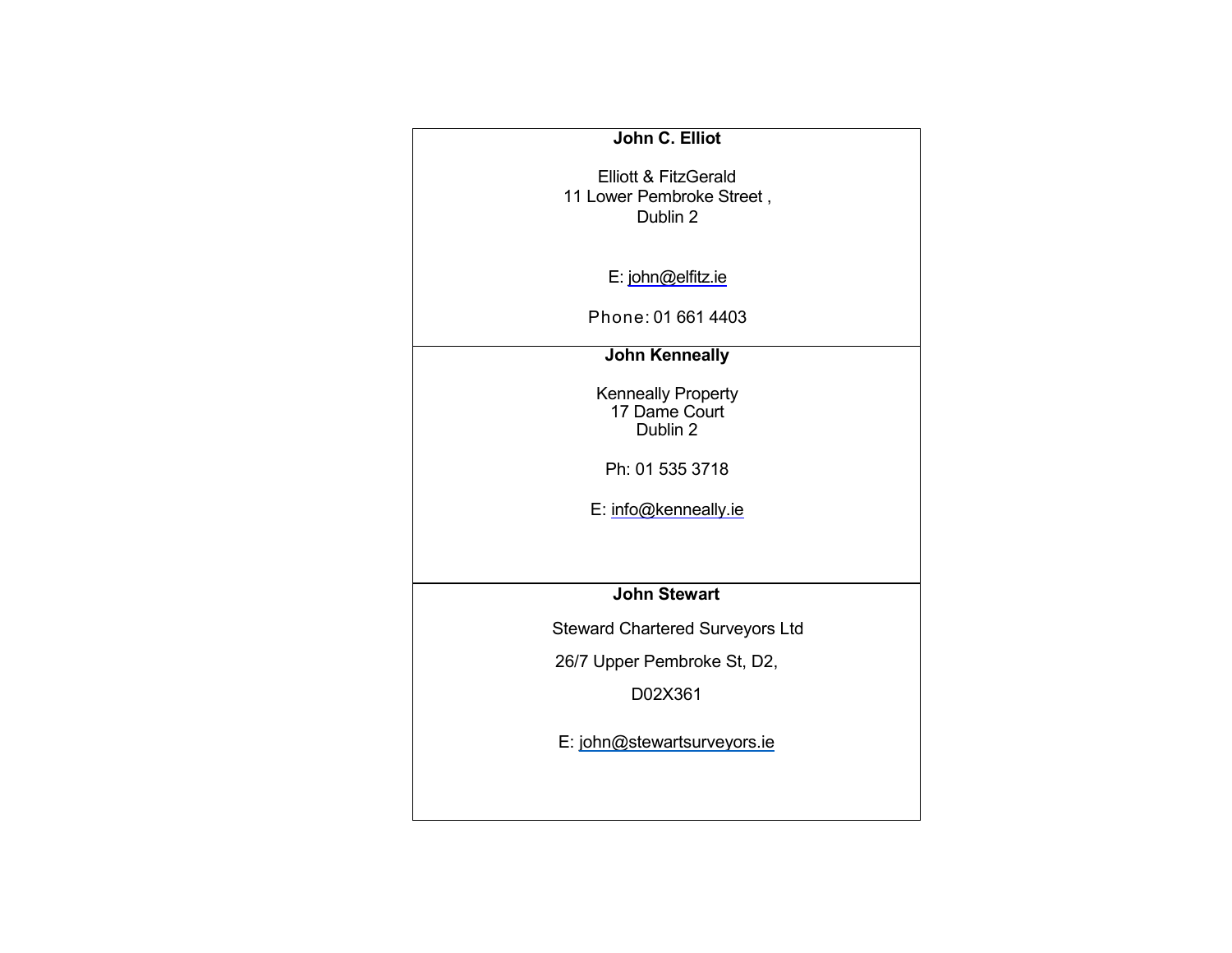| **John C. Elliot**<br><br>Elliott & FitzGerald<br>11 Lower Pembroke Street ,<br>Dublin 2<br><br>E: john@elfitz.ie<br><br>Phone: 01 661 4403 |
|---|
| **John Kenneally**<br><br>Kenneally Property<br>17 Dame Court<br>Dublin 2<br><br>Ph: 01 535 3718<br><br>E: info@kenneally.ie |
| **John Stewart**<br><br>Steward Chartered Surveyors Ltd<br><br>26/7 Upper Pembroke St, D2,<br><br>D02X361<br><br>E: john@stewartsurveyors.ie |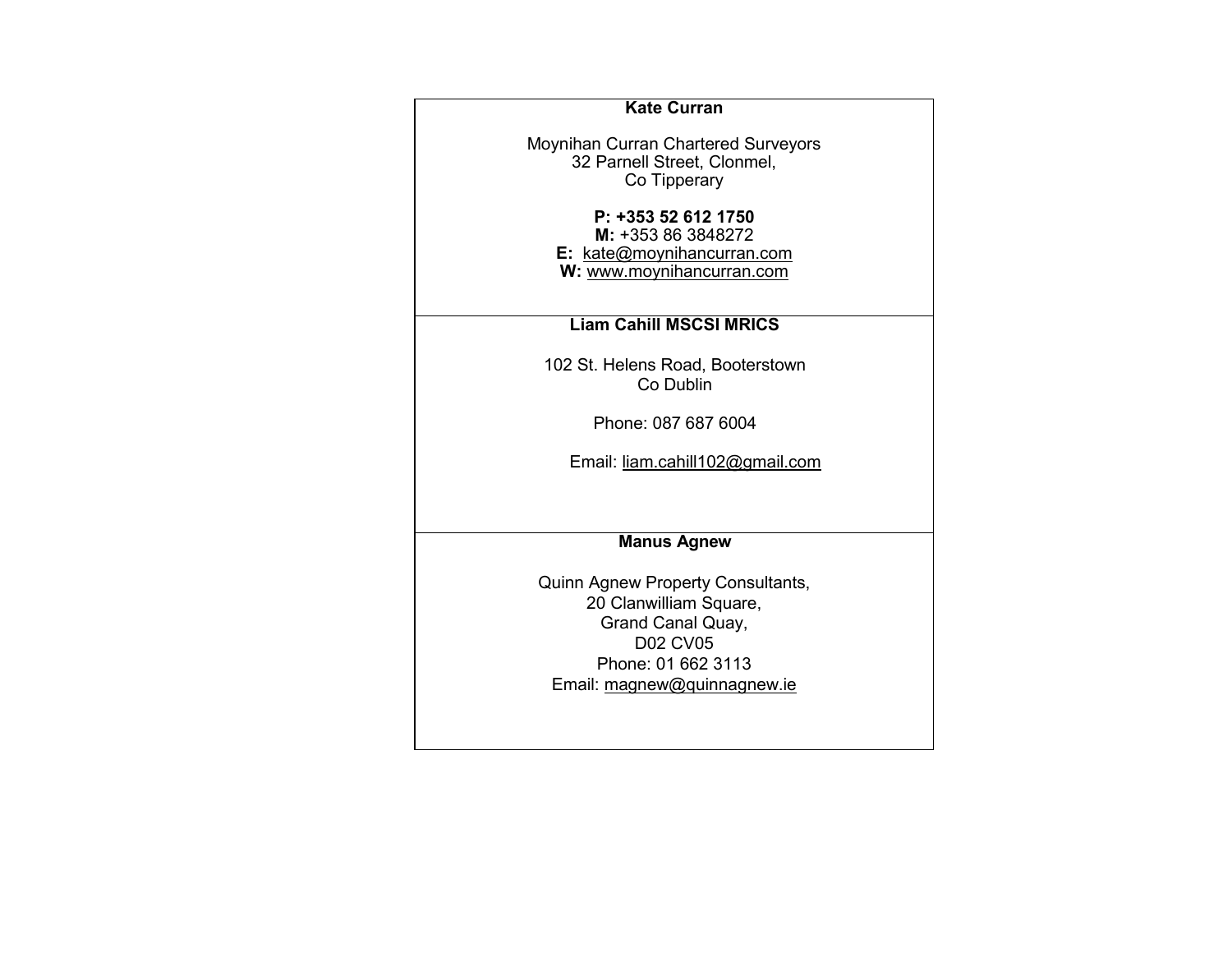| **Kate Curran**<br><br>Moynihan Curran Chartered Surveyors<br>32 Parnell Street, Clonmel,<br>Co Tipperary<br><br>**P: +353 52 612 1750**<br>**M:** +353 86 3848272<br>**E:** kate@moynihancurran.com<br>**W:** www.moynihancurran.com |
|---|
| **Liam Cahill MSCSI MRICS**<br><br>102 St. Helens Road, Booterstown<br>Co Dublin<br><br>Phone: 087 687 6004<br><br>Email: liam.cahill102@gmail.com |
| **Manus Agnew**<br><br>Quinn Agnew Property Consultants,<br>20 Clanwilliam Square,<br>Grand Canal Quay,<br>D02 CV05<br>Phone: 01 662 3113<br>Email: magnew@quinnagnew.ie |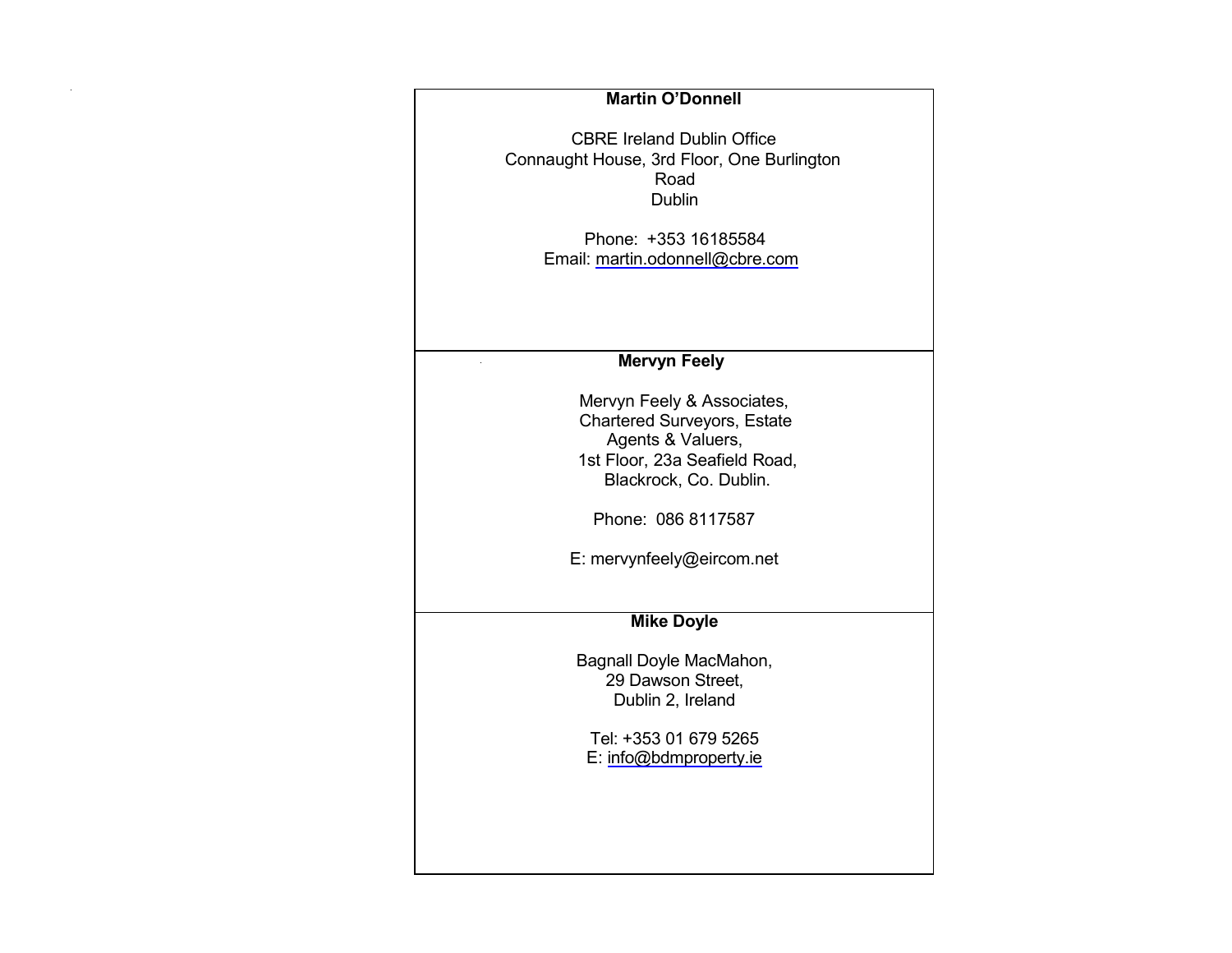| |
|---|
| **Martin O'Donnell**<br><br>CBRE Ireland Dublin Office<br>Connaught House, 3rd Floor, One Burlington Road<br>Dublin<br><br>Phone: +353 16185584<br>Email: martin.odonnell@cbre.com |
| **Mervyn Feely**<br><br>Mervyn Feely & Associates,<br>Chartered Surveyors, Estate Agents & Valuers,<br>1st Floor, 23a Seafield Road,<br>Blackrock, Co. Dublin.<br><br>Phone: 086 8117587<br><br>E: mervynfeely@eircom.net |
| **Mike Doyle**<br><br>Bagnall Doyle MacMahon,<br>29 Dawson Street,<br>Dublin 2, Ireland<br><br>Tel: +353 01 679 5265<br>E: info@bdmproperty.ie |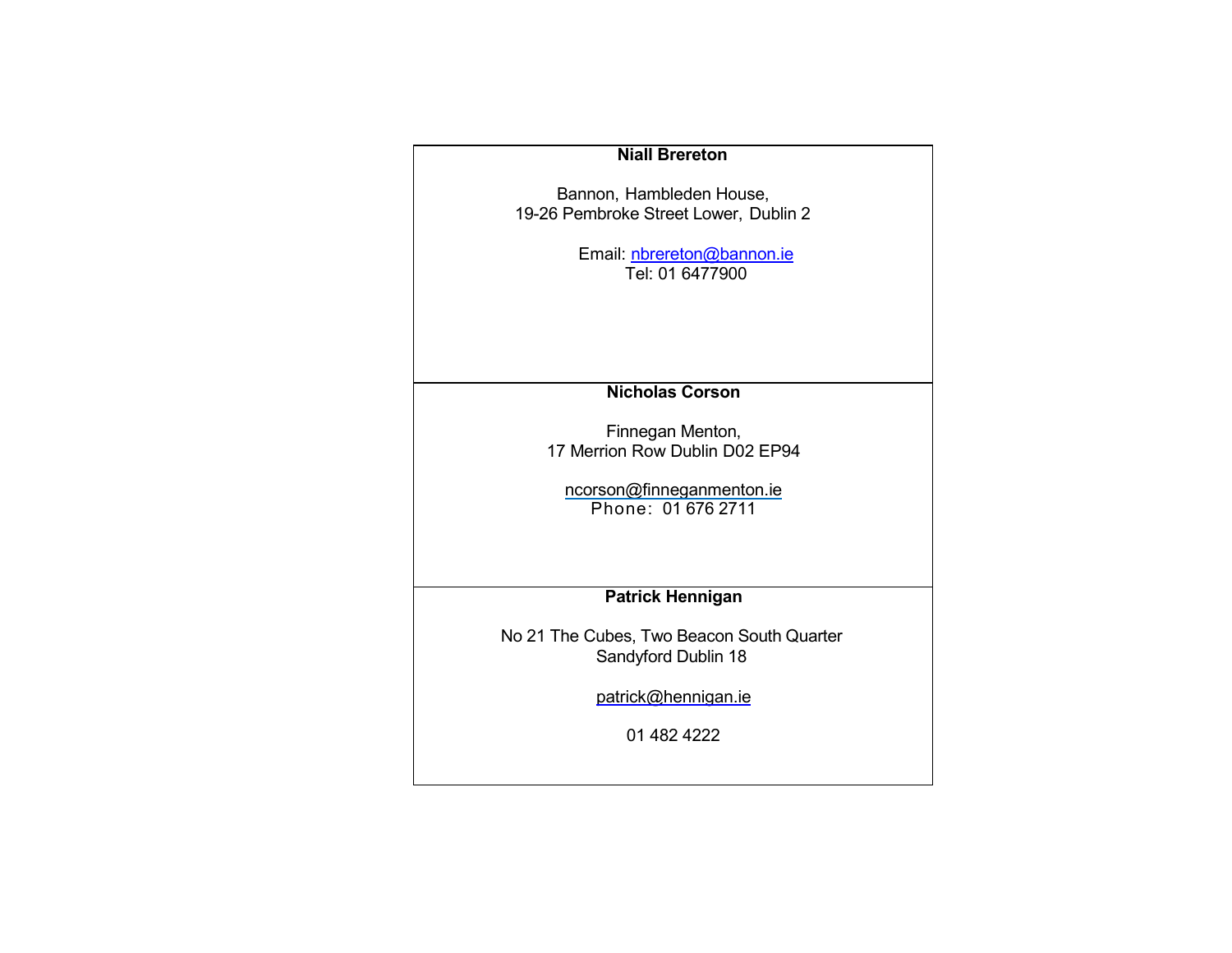| **Niall Brereton**<br><br>Bannon, Hambleden House,<br>19-26 Pembroke Street Lower, Dublin 2<br><br>Email: nbrereton@bannon.ie<br>Tel: 01 6477900 |
|---|
| **Nicholas Corson**<br><br>Finnegan Menton,<br>17 Merrion Row Dublin D02 EP94<br><br>ncorson@finneganmenton.ie<br>Phone: 01 676 2711 |
| **Patrick Hennigan**<br><br>No 21 The Cubes, Two Beacon South Quarter<br>Sandyford Dublin 18<br><br>patrick@hennigan.ie<br><br>01 482 4222 |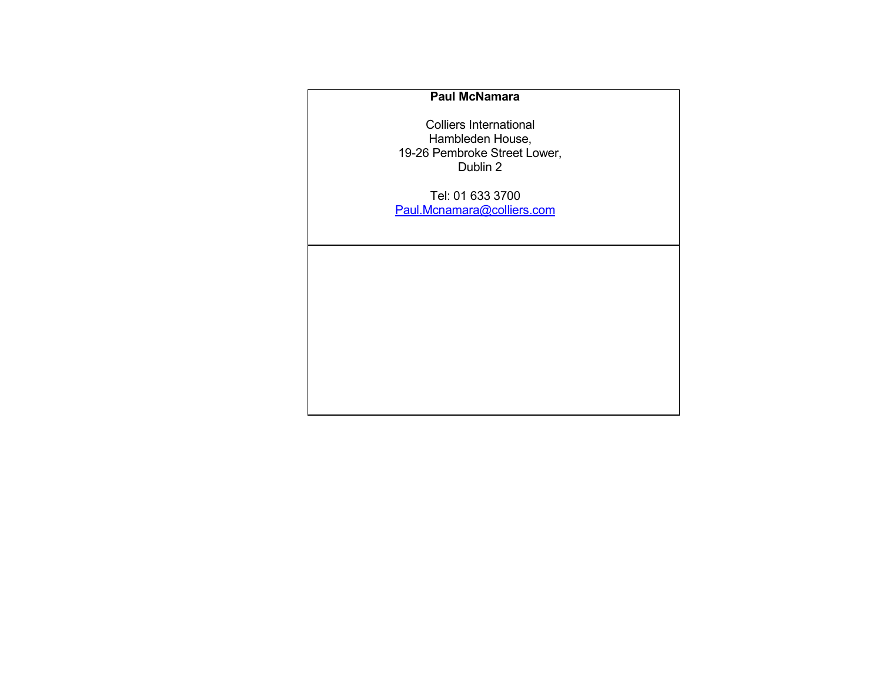**Paul McNamara**

Colliers International
Hambleden House,
19-26 Pembroke Street Lower,
Dublin 2

Tel: 01 633 3700
Paul.Mcnamara@colliers.com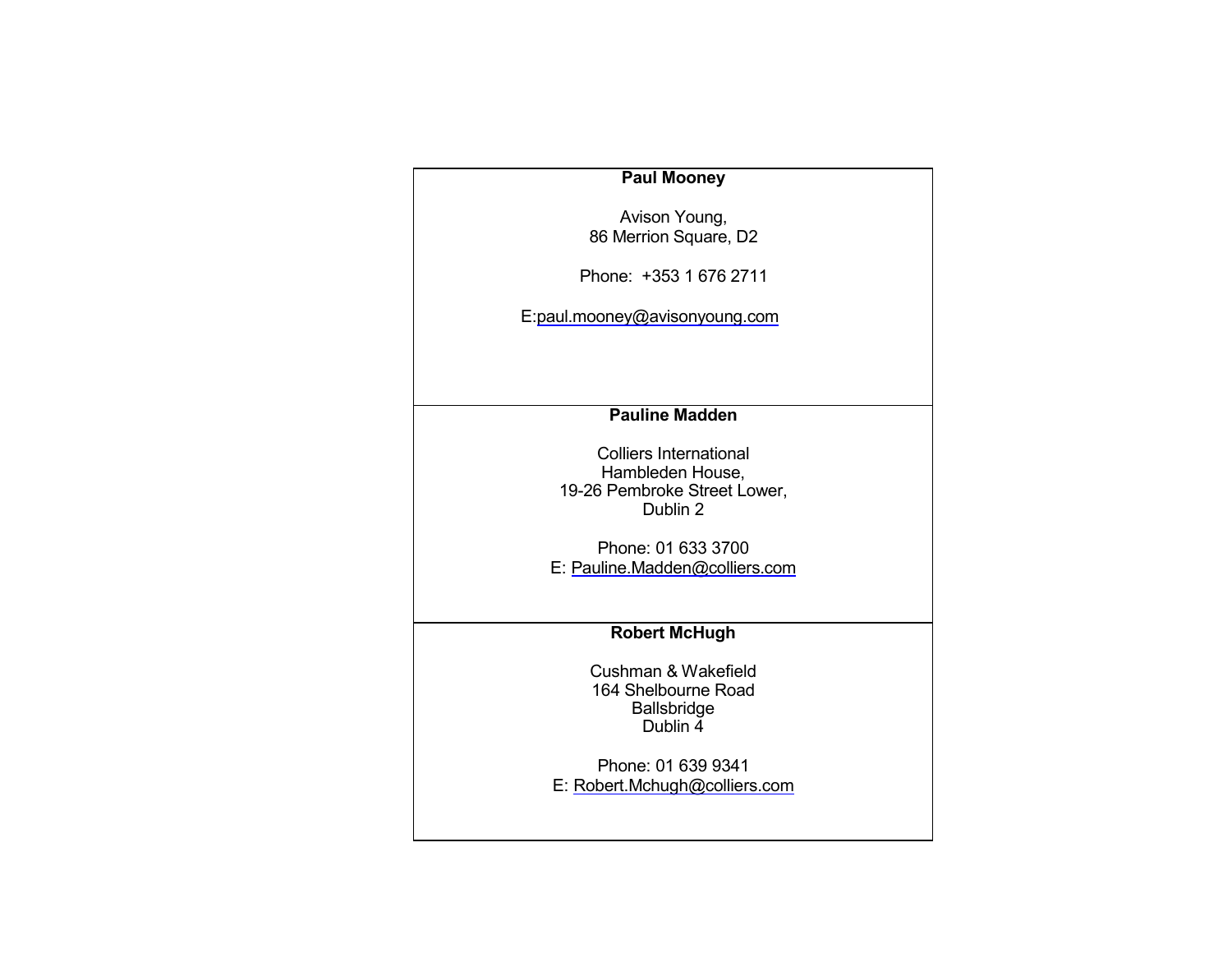| |
|---|
| **Paul Mooney**<br><br>Avison Young,<br>86 Merrion Square, D2<br><br>Phone: +353 1 676 2711<br><br>E:paul.mooney@avisonyoung.com |
| **Pauline Madden**<br><br>Colliers International<br>Hambleden House,<br>19-26 Pembroke Street Lower,<br>Dublin 2<br><br>Phone: 01 633 3700<br>E: Pauline.Madden@colliers.com |
| **Robert McHugh**<br><br>Cushman & Wakefield<br>164 Shelbourne Road<br>Ballsbridge<br>Dublin 4<br><br>Phone: 01 639 9341<br>E: Robert.Mchugh@colliers.com |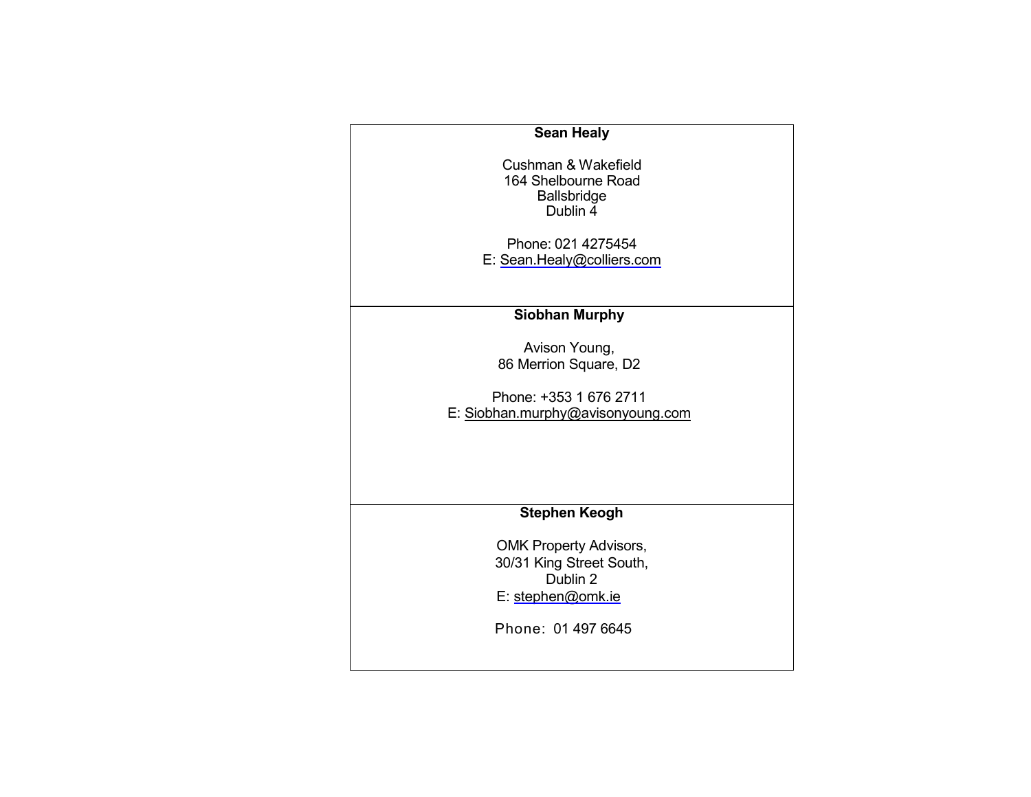| **Sean Healy**<br><br>Cushman & Wakefield<br>164 Shelbourne Road<br>Ballsbridge<br>Dublin 4<br><br>Phone: 021 4275454<br>E: Sean.Healy@colliers.com |
|---|
| **Siobhan Murphy**<br><br>Avison Young,<br>86 Merrion Square, D2<br><br>Phone: +353 1 676 2711<br>E: Siobhan.murphy@avisonyoung.com |
| **Stephen Keogh**<br><br>OMK Property Advisors,<br>30/31 King Street South,<br>Dublin 2<br>E: stephen@omk.ie<br><br>Phone: 01 497 6645 |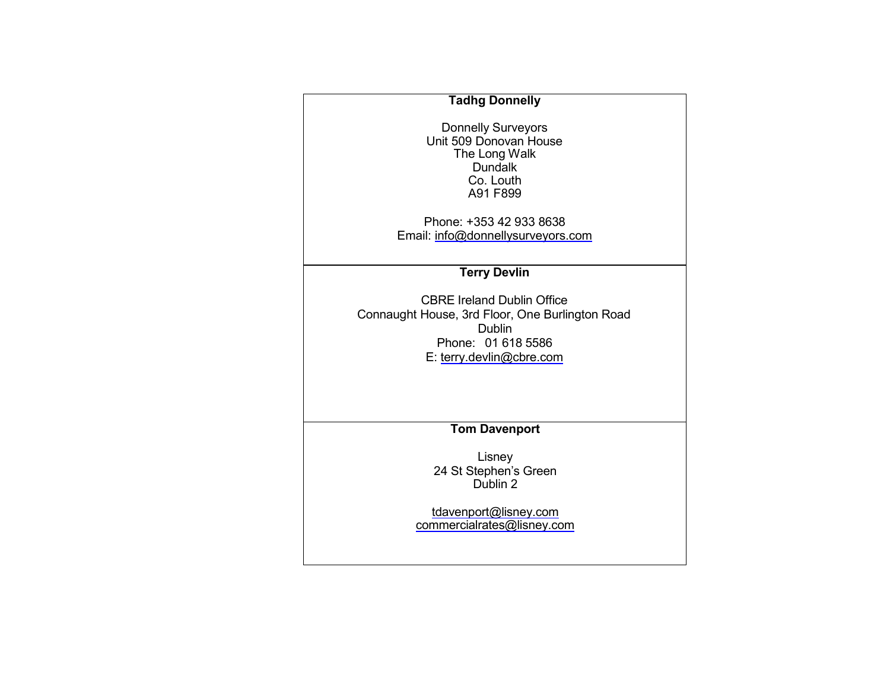| **Tadhg Donnelly**<br><br>Donnelly Surveyors<br>Unit 509 Donovan House<br>The Long Walk<br>Dundalk<br>Co. Louth<br>A91 F899<br><br>Phone: +353 42 933 8638<br>Email: info@donnellysurveyors.com |
| --- |
| **Terry Devlin**<br><br>CBRE Ireland Dublin Office<br>Connaught House, 3rd Floor, One Burlington Road<br>Dublin<br>Phone: 01 618 5586<br>E: terry.devlin@cbre.com |
| **Tom Davenport**<br><br>Lisney<br>24 St Stephen's Green<br>Dublin 2<br><br>tdavenport@lisney.com<br>commercialrates@lisney.com |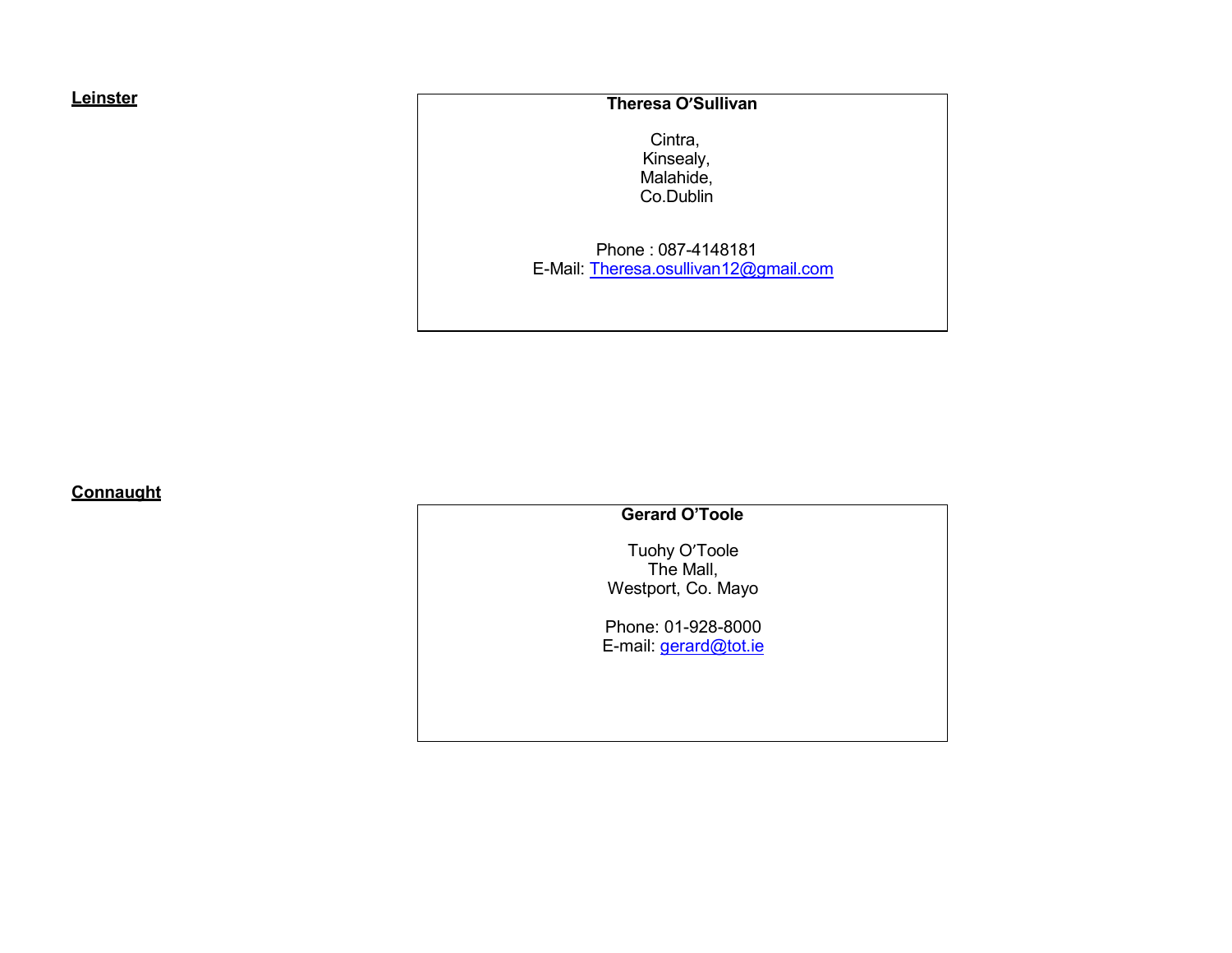**Leinster**

**Theresa O'Sullivan**

Cintra,
Kinsealy,
Malahide,
Co.Dublin

Phone : 087-4148181
E-Mail: Theresa.osullivan12@gmail.com

**Connaught**

**Gerard O'Toole**

Tuohy O'Toole
The Mall,
Westport, Co. Mayo

Phone: 01-928-8000
E-mail: gerard@tot.ie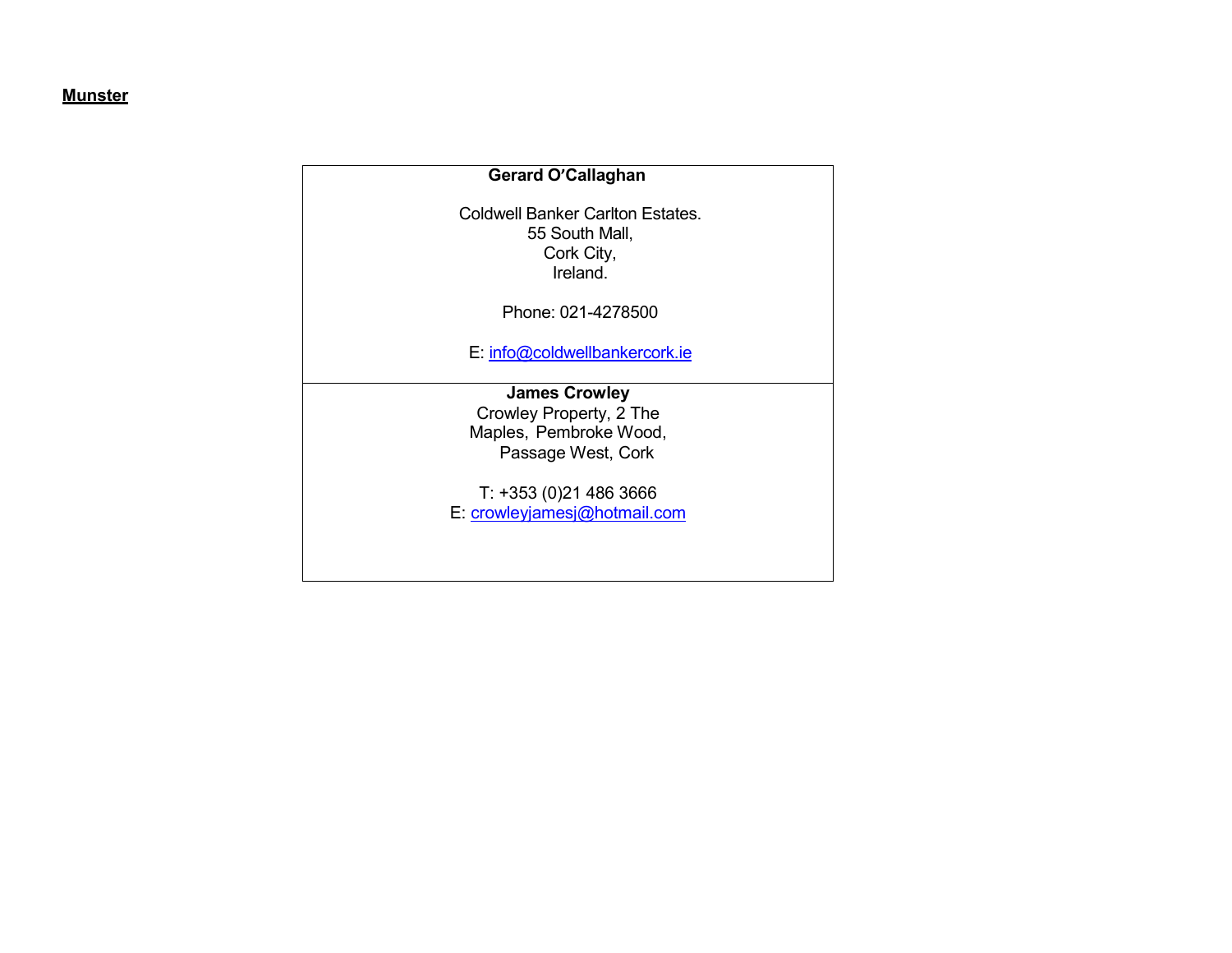**Munster**

| Gerard O'Callaghan<br><br>Coldwell Banker Carlton Estates.<br>55 South Mall,<br>Cork City,<br>Ireland.<br><br>Phone: 021-4278500<br><br>E: info@coldwellbankercork.ie |
|---|
| **James Crowley**<br>Crowley Property, 2 The<br>Maples, Pembroke Wood,<br>Passage West, Cork<br><br>T: +353 (0)21 486 3666<br>E: crowleyjamesj@hotmail.com |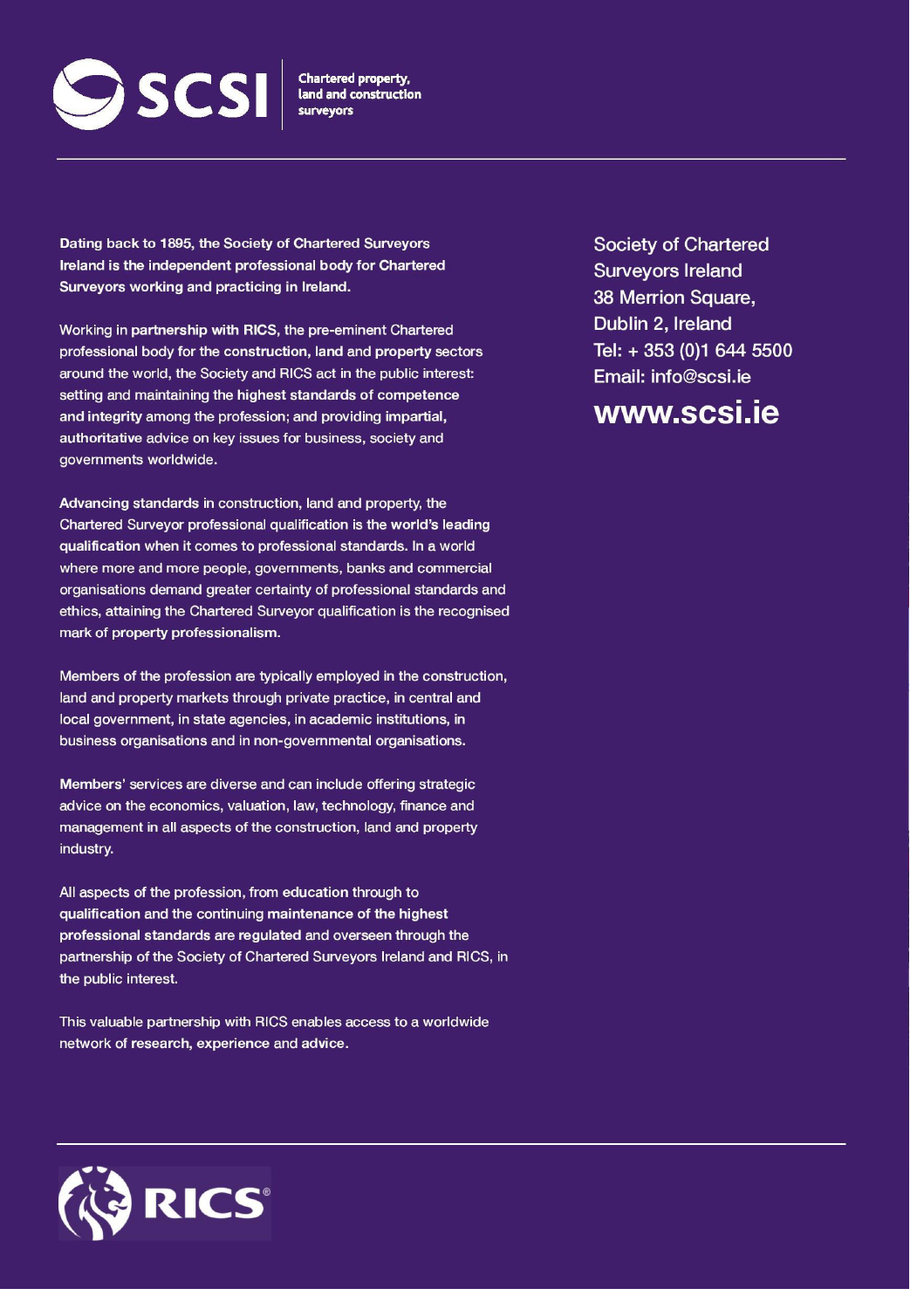**SCSI** Chartered property, land and construction surveyors

**Dating back to 1895, the Society of Chartered Surveyors Ireland is the independent professional body for Chartered Surveyors working and practicing in Ireland.**

Working in **partnership with RICS**, the pre-eminent Chartered professional body for the **construction, land** and **property** sectors around the world, the Society and RICS act in the public interest: setting and maintaining the **highest standards of competence** and **integrity** among the profession; and providing **impartial, authoritative** advice on key issues for business, society and governments worldwide.

**Advancing standards** in construction, land and property, the Chartered Surveyor professional qualification is **the world's leading qualification** when it comes to professional standards. In a world where more and more people, governments, banks and commercial organisations demand greater certainty of professional standards and ethics, attaining the Chartered Surveyor qualification is the recognised mark of **property professionalism**.

Members of the profession are typically employed in the construction, land and property markets through private practice, in central and local government, in state agencies, in academic institutions, in business organisations and in non-governmental organisations.

**Members'** services are diverse and can include offering strategic advice on the economics, valuation, law, technology, finance and management in all aspects of the construction, land and property industry.

All aspects of the profession, from **education** through to **qualification** and the continuing **maintenance of the highest professional standards** are **regulated** and overseen through the partnership of the Society of Chartered Surveyors Ireland and RICS, in the public interest.

This valuable partnership with RICS enables access to a worldwide network of **research, experience** and **advice**.

Society of Chartered Surveyors Ireland
38 Merrion Square,
Dublin 2, Ireland
Tel: + 353 (0)1 644 5500
Email: info@scsi.ie

**www.scsi.ie**

RICS